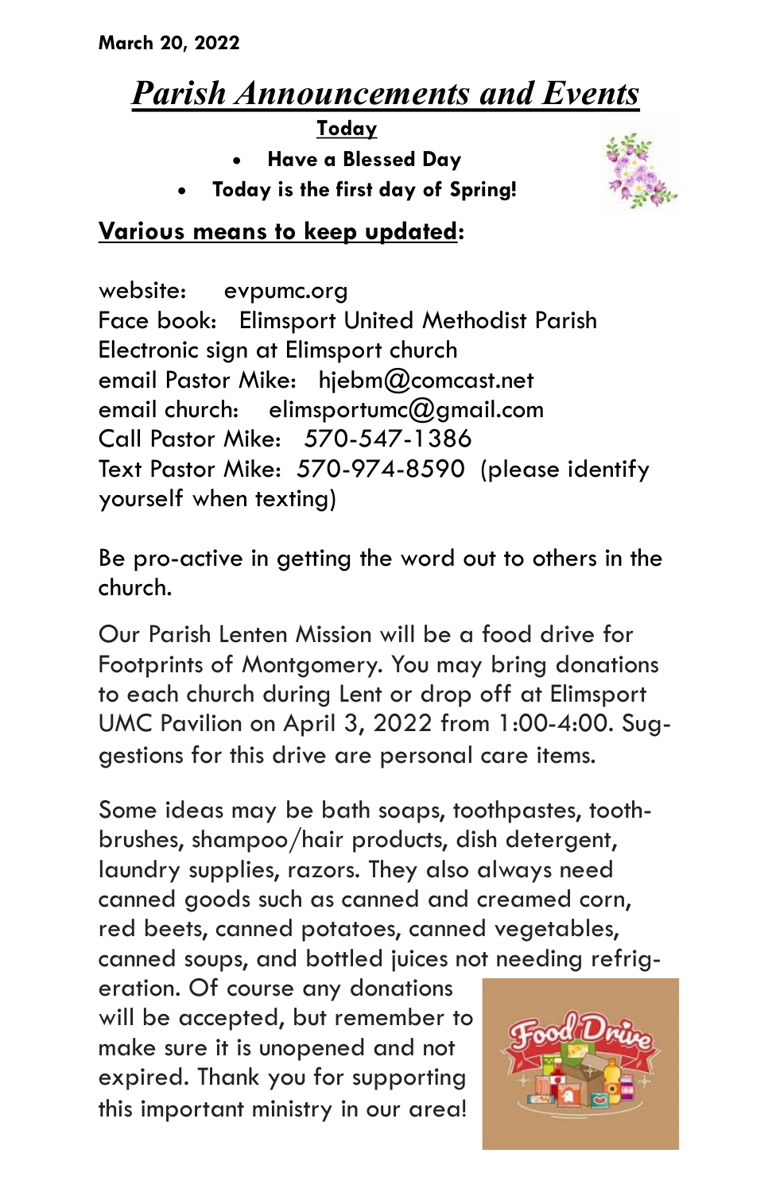March 20, 2022

# *Parish Announcements and Events*

**Today**

- **Have a Blessed Day**
- **Today is the first day of Spring!**

## Various means to keep updated:

website: evpumc.org
Face book: Elimsport United Methodist Parish
Electronic sign at Elimsport church
email Pastor Mike: hjebm@comcast.net
email church: elimsportumc@gmail.com
Call Pastor Mike: 570-547-1386
Text Pastor Mike: 570-974-8590 (please identify yourself when texting)

Be pro-active in getting the word out to others in the church.

Our Parish Lenten Mission will be a food drive for Footprints of Montgomery. You may bring donations to each church during Lent or drop off at Elimsport UMC Pavilion on April 3, 2022 from 1:00-4:00. Suggestions for this drive are personal care items.

Some ideas may be bath soaps, toothpastes, toothbrushes, shampoo/hair products, dish detergent, laundry supplies, razors. They also always need canned goods such as canned and creamed corn, red beets, canned potatoes, canned vegetables, canned soups, and bottled juices not needing refrigeration. Of course any donations will be accepted, but remember to make sure it is unopened and not expired. Thank you for supporting this important ministry in our area!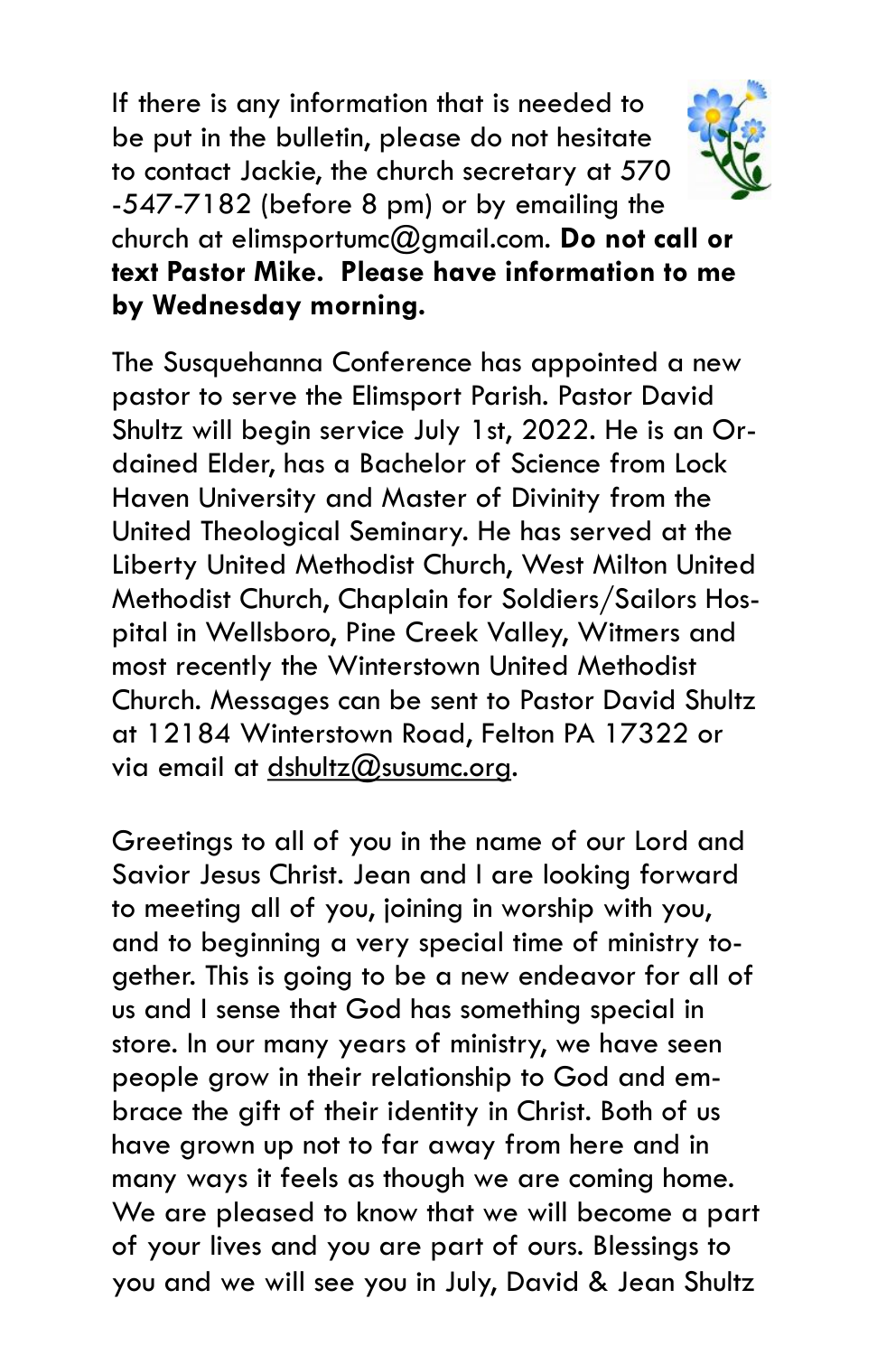If there is any information that is needed to be put in the bulletin, please do not hesitate to contact Jackie, the church secretary at 570-547-7182 (before 8 pm) or by emailing the church at elimsportumc@gmail.com. **Do not call or text Pastor Mike. Please have information to me by Wednesday morning.**

The Susquehanna Conference has appointed a new pastor to serve the Elimsport Parish. Pastor David Shultz will begin service July 1st, 2022. He is an Ordained Elder, has a Bachelor of Science from Lock Haven University and Master of Divinity from the United Theological Seminary. He has served at the Liberty United Methodist Church, West Milton United Methodist Church, Chaplain for Soldiers/Sailors Hospital in Wellsboro, Pine Creek Valley, Witmers and most recently the Winterstown United Methodist Church. Messages can be sent to Pastor David Shultz at 12184 Winterstown Road, Felton PA 17322 or via email at dshultz@susumc.org.

Greetings to all of you in the name of our Lord and Savior Jesus Christ. Jean and I are looking forward to meeting all of you, joining in worship with you, and to beginning a very special time of ministry together. This is going to be a new endeavor for all of us and I sense that God has something special in store. In our many years of ministry, we have seen people grow in their relationship to God and embrace the gift of their identity in Christ. Both of us have grown up not to far away from here and in many ways it feels as though we are coming home. We are pleased to know that we will become a part of your lives and you are part of ours. Blessings to you and we will see you in July, David & Jean Shultz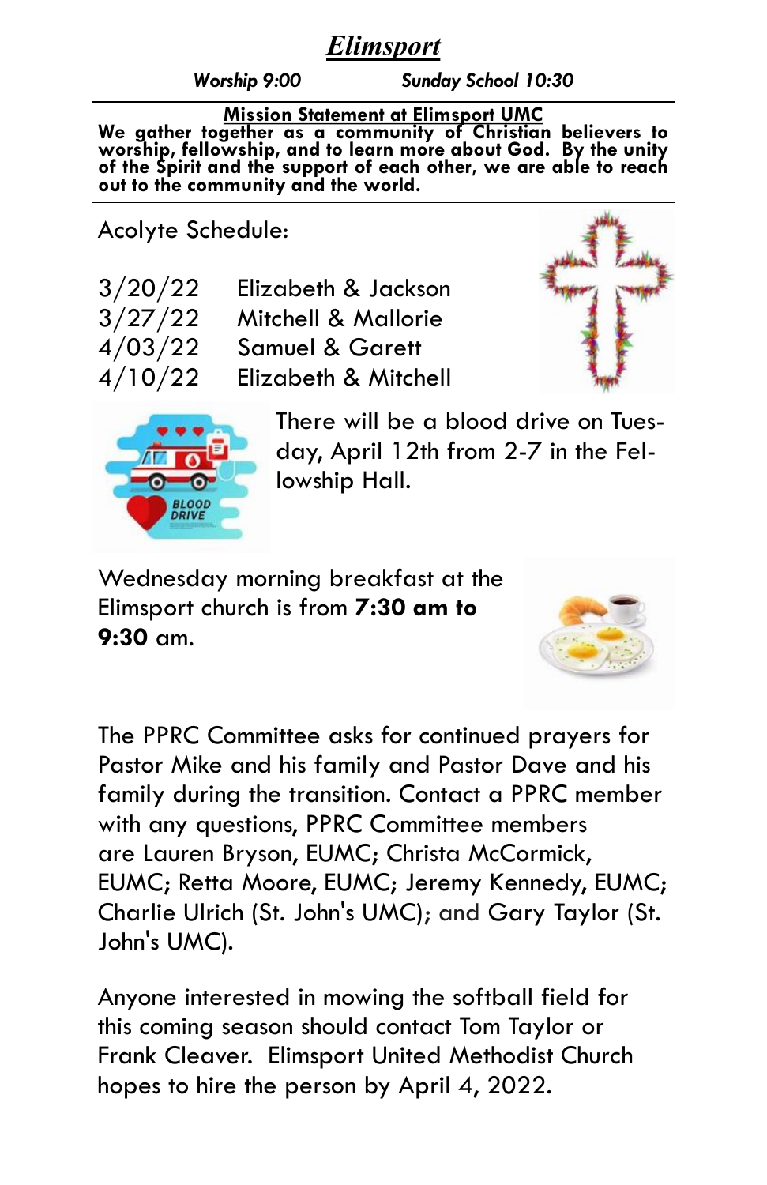# *Elimsport*

***Worship 9:00*** ***Sunday School 10:30***

**Mission Statement at Elimsport UMC**

**We gather together as a community of Christian believers to worship, fellowship, and to learn more about God. By the unity of the Spirit and the support of each other, we are able to reach out to the community and the world.**

Acolyte Schedule:

| | |
|---|---|
| 3/20/22 | Elizabeth & Jackson |
| 3/27/22 | Mitchell & Mallorie |
| 4/03/22 | Samuel & Garett |
| 4/10/22 | Elizabeth & Mitchell |

There will be a blood drive on Tuesday, April 12th from 2-7 in the Fellowship Hall.

Wednesday morning breakfast at the Elimsport church is from **7:30 am to 9:30** am.

The PPRC Committee asks for continued prayers for Pastor Mike and his family and Pastor Dave and his family during the transition. Contact a PPRC member with any questions, PPRC Committee members are Lauren Bryson, EUMC; Christa McCormick, EUMC; Retta Moore, EUMC; Jeremy Kennedy, EUMC; Charlie Ulrich (St. John's UMC); and Gary Taylor (St. John's UMC).

Anyone interested in mowing the softball field for this coming season should contact Tom Taylor or Frank Cleaver. Elimsport United Methodist Church hopes to hire the person by April 4, 2022.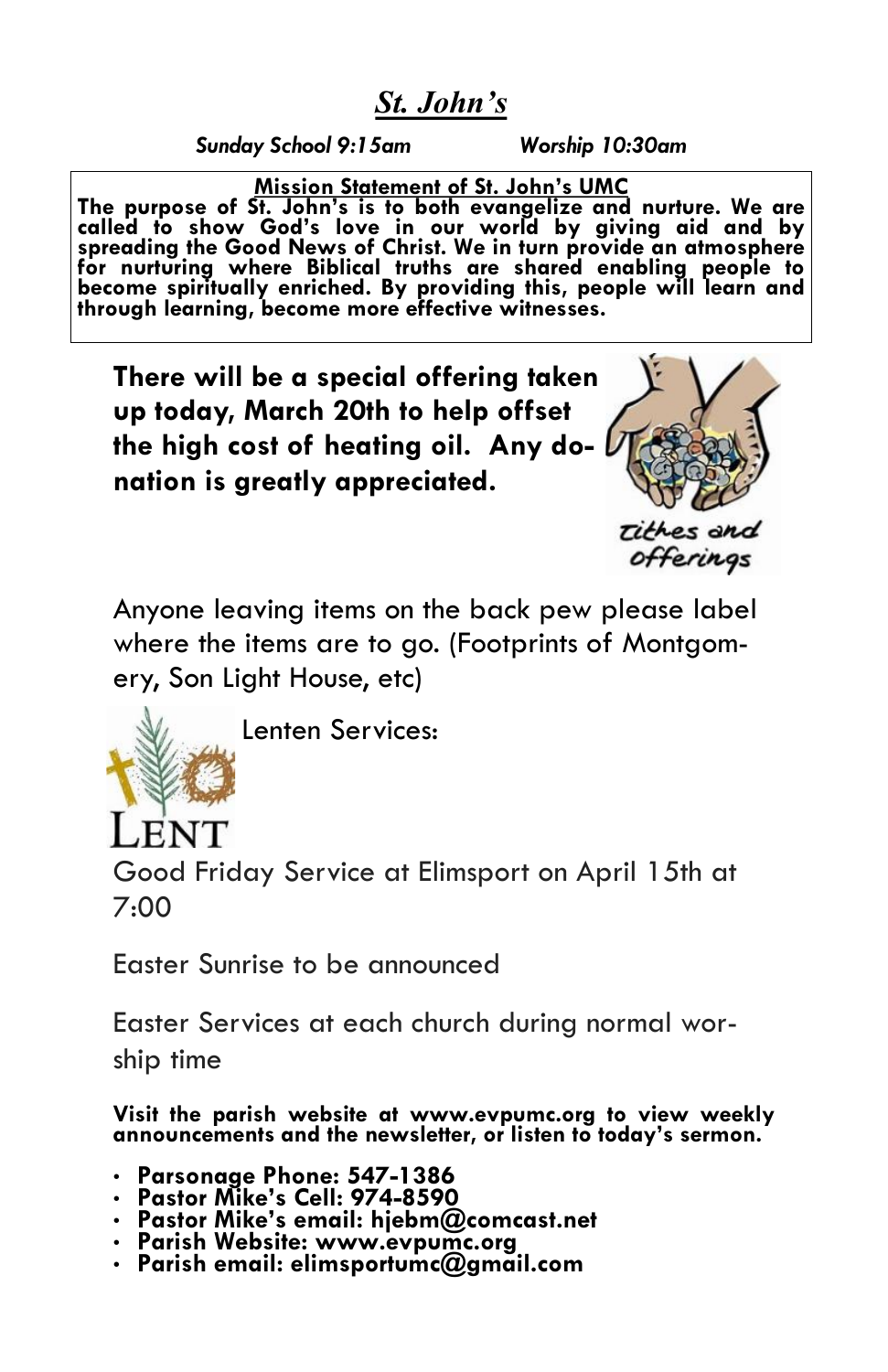# *St. John's*

*Sunday School 9:15am* *Worship 10:30am*

**Mission Statement of St. John's UMC**

**The purpose of St. John's is to both evangelize and nurture. We are called to show God's love in our world by giving aid and by spreading the Good News of Christ. We in turn provide an atmosphere for nurturing where Biblical truths are shared enabling people to become spiritually enriched. By providing this, people will learn and through learning, become more effective witnesses.**

**There will be a special offering taken up today, March 20th to help offset the high cost of heating oil. Any donation is greatly appreciated.**

Anyone leaving items on the back pew please label where the items are to go. (Footprints of Montgomery, Son Light House, etc)

Lenten Services:

Good Friday Service at Elimsport on April 15th at 7:00

Easter Sunrise to be announced

Easter Services at each church during normal worship time

**Visit the parish website at www.evpumc.org to view weekly announcements and the newsletter, or listen to today's sermon.**

- **Parsonage Phone: 547-1386**
- **Pastor Mike's Cell: 974-8590**
- **Pastor Mike's email: hjebm@comcast.net**
- **Parish Website: www.evpumc.org**
- **Parish email: elimsportumc@gmail.com**